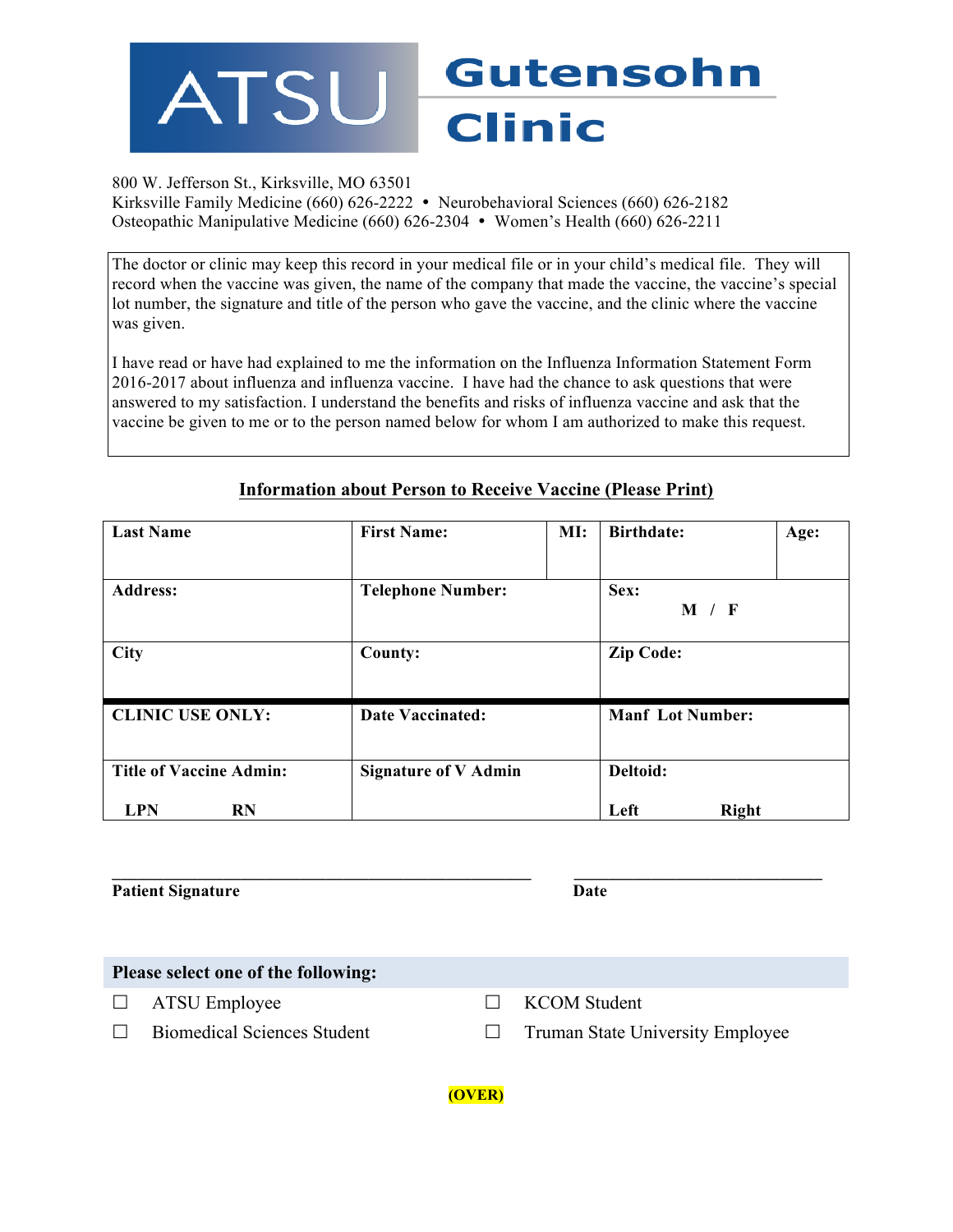# ATSU Gutensohn Clinic

800 W. Jefferson St., Kirksville, MO 63501
Kirksville Family Medicine (660) 626-2222 • Neurobehavioral Sciences (660) 626-2182
Osteopathic Manipulative Medicine (660) 626-2304 • Women's Health (660) 626-2211

The doctor or clinic may keep this record in your medical file or in your child's medical file. They will record when the vaccine was given, the name of the company that made the vaccine, the vaccine's special lot number, the signature and title of the person who gave the vaccine, and the clinic where the vaccine was given.

I have read or have had explained to me the information on the Influenza Information Statement Form 2016-2017 about influenza and influenza vaccine. I have had the chance to ask questions that were answered to my satisfaction. I understand the benefits and risks of influenza vaccine and ask that the vaccine be given to me or to the person named below for whom I am authorized to make this request.

## Information about Person to Receive Vaccine (Please Print)

| **Last Name** | **First Name:** | **MI:** | **Birthdate:** | **Age:** |
|---|---|---|---|---|
| **Address:** | **Telephone Number:** | | **Sex:** M / F | |
| **City** | **County:** | | **Zip Code:** | |
| **CLINIC USE ONLY:** | **Date Vaccinated:** | | **Manf Lot Number:** | |
| **Title of Vaccine Admin:** LPN RN | **Signature of V Admin** | | **Deltoid:** Left Right | |

\_\_\_\_\_\_\_\_\_\_\_\_\_\_\_\_\_\_\_\_\_\_\_\_\_\_\_\_\_\_\_\_\_\_\_\_\_\_\_\_ \_\_\_\_\_\_\_\_\_\_\_\_\_\_\_\_\_\_\_\_\_\_\_\_\_
**Patient Signature** **Date**

**Please select one of the following:**

- ☐ ATSU Employee
- ☐ KCOM Student
- ☐ Biomedical Sciences Student
- ☐ Truman State University Employee

**(OVER)**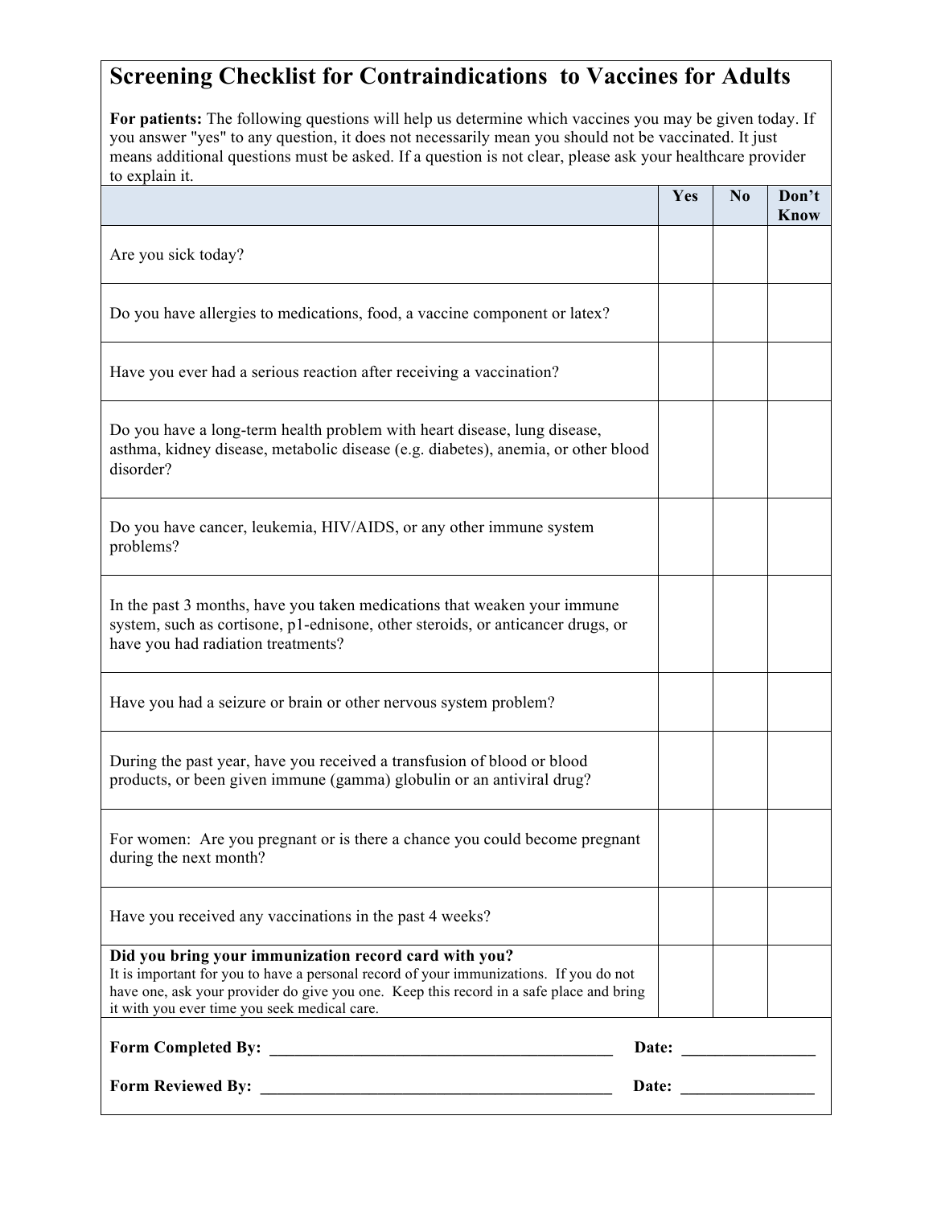# Screening Checklist for Contraindications  to Vaccines for Adults

**For patients:** The following questions will help us determine which vaccines you may be given today. If you answer "yes" to any question, it does not necessarily mean you should not be vaccinated. It just means additional questions must be asked. If a question is not clear, please ask your healthcare provider to explain it.

| | Yes | No | Don't Know |
|---|---|---|---|
| Are you sick today? | | | |
| Do you have allergies to medications, food, a vaccine component or latex? | | | |
| Have you ever had a serious reaction after receiving a vaccination? | | | |
| Do you have a long-term health problem with heart disease, lung disease, asthma, kidney disease, metabolic disease (e.g. diabetes), anemia, or other blood disorder? | | | |
| Do you have cancer, leukemia, HIV/AIDS, or any other immune system problems? | | | |
| In the past 3 months, have you taken medications that weaken your immune system, such as cortisone, p1-ednisone, other steroids, or anticancer drugs, or have you had radiation treatments? | | | |
| Have you had a seizure or brain or other nervous system problem? | | | |
| During the past year, have you received a transfusion of blood or blood products, or been given immune (gamma) globulin or an antiviral drug? | | | |
| For women:  Are you pregnant or is there a chance you could become pregnant during the next month? | | | |
| Have you received any vaccinations in the past 4 weeks? | | | |
| **Did you bring your immunization record card with you?** It is important for you to have a personal record of your immunizations.  If you do not have one, ask your provider do give you one.  Keep this record in a safe place and bring it with you ever time you seek medical care. | | | |

**Form Completed By:** ____________________________________________ **Date:** ________________

**Form Reviewed By:** ____________________________________________ **Date:** ________________